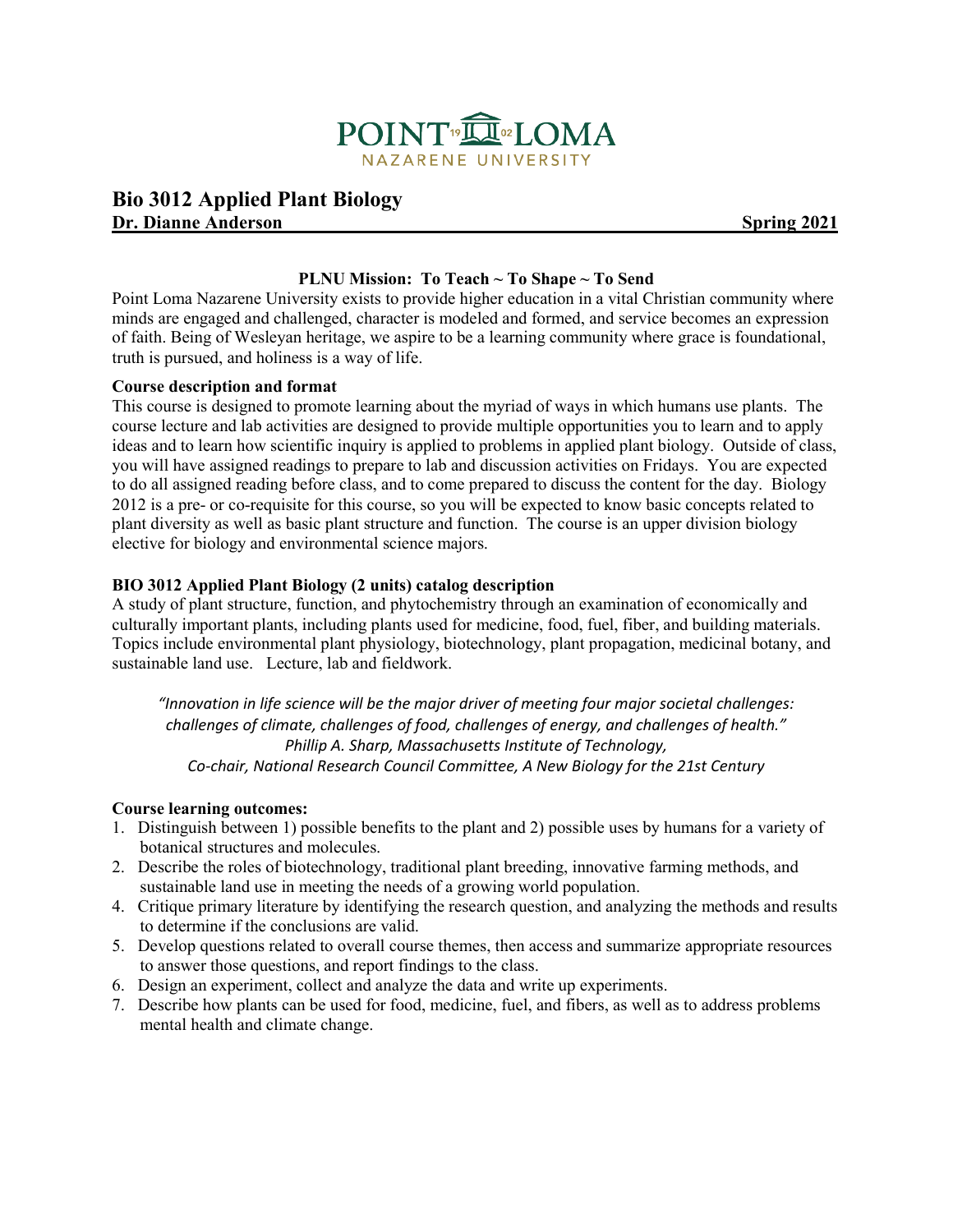POINT LOMA
NAZARENE UNIVERSITY

# Bio 3012 Applied Plant Biology

**Dr. Dianne Anderson** **Spring 2021**

**PLNU Mission: To Teach ~ To Shape ~ To Send**

Point Loma Nazarene University exists to provide higher education in a vital Christian community where minds are engaged and challenged, character is modeled and formed, and service becomes an expression of faith. Being of Wesleyan heritage, we aspire to be a learning community where grace is foundational, truth is pursued, and holiness is a way of life.

**Course description and format**

This course is designed to promote learning about the myriad of ways in which humans use plants. The course lecture and lab activities are designed to provide multiple opportunities you to learn and to apply ideas and to learn how scientific inquiry is applied to problems in applied plant biology. Outside of class, you will have assigned readings to prepare to lab and discussion activities on Fridays. You are expected to do all assigned reading before class, and to come prepared to discuss the content for the day. Biology 2012 is a pre- or co-requisite for this course, so you will be expected to know basic concepts related to plant diversity as well as basic plant structure and function. The course is an upper division biology elective for biology and environmental science majors.

**BIO 3012 Applied Plant Biology (2 units) catalog description**

A study of plant structure, function, and phytochemistry through an examination of economically and culturally important plants, including plants used for medicine, food, fuel, fiber, and building materials. Topics include environmental plant physiology, biotechnology, plant propagation, medicinal botany, and sustainable land use. Lecture, lab and fieldwork.

*"Innovation in life science will be the major driver of meeting four major societal challenges: challenges of climate, challenges of food, challenges of energy, and challenges of health."*
*Phillip A. Sharp, Massachusetts Institute of Technology,*
*Co-chair, National Research Council Committee, A New Biology for the 21st Century*

**Course learning outcomes:**

1. Distinguish between 1) possible benefits to the plant and 2) possible uses by humans for a variety of botanical structures and molecules.
2. Describe the roles of biotechnology, traditional plant breeding, innovative farming methods, and sustainable land use in meeting the needs of a growing world population.
4. Critique primary literature by identifying the research question, and analyzing the methods and results to determine if the conclusions are valid.
5. Develop questions related to overall course themes, then access and summarize appropriate resources to answer those questions, and report findings to the class.
6. Design an experiment, collect and analyze the data and write up experiments.
7. Describe how plants can be used for food, medicine, fuel, and fibers, as well as to address problems mental health and climate change.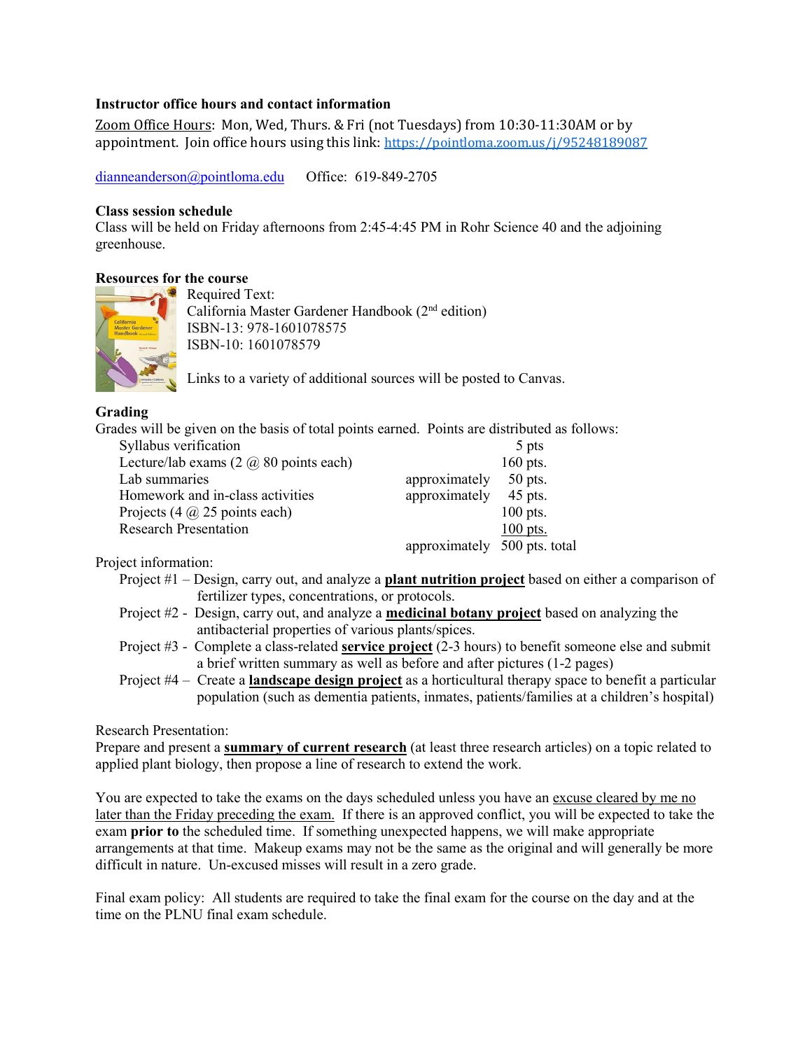**Instructor office hours and contact information**

Zoom Office Hours: Mon, Wed, Thurs. & Fri (not Tuesdays) from 10:30-11:30AM or by appointment. Join office hours using this link: https://pointloma.zoom.us/j/95248189087

dianneanderson@pointloma.edu     Office: 619-849-2705

**Class session schedule**

Class will be held on Friday afternoons from 2:45-4:45 PM in Rohr Science 40 and the adjoining greenhouse.

**Resources for the course**

Required Text:
California Master Gardener Handbook (2nd edition)
ISBN-13: 978-1601078575
ISBN-10: 1601078579

Links to a variety of additional sources will be posted to Canvas.

**Grading**

Grades will be given on the basis of total points earned. Points are distributed as follows:

| | | |
|---|---|---|
| Syllabus verification | | 5 pts |
| Lecture/lab exams (2 @ 80 points each) | | 160 pts. |
| Lab summaries | approximately | 50 pts. |
| Homework and in-class activities | approximately | 45 pts. |
| Projects (4 @ 25 points each) | | 100 pts. |
| Research Presentation | | 100 pts. |
| | approximately | 500 pts. total |

Project information:

- Project #1 – Design, carry out, and analyze a **plant nutrition project** based on either a comparison of fertilizer types, concentrations, or protocols.
- Project #2 - Design, carry out, and analyze a **medicinal botany project** based on analyzing the antibacterial properties of various plants/spices.
- Project #3 - Complete a class-related **service project** (2-3 hours) to benefit someone else and submit a brief written summary as well as before and after pictures (1-2 pages)
- Project #4 – Create a **landscape design project** as a horticultural therapy space to benefit a particular population (such as dementia patients, inmates, patients/families at a children's hospital)

Research Presentation:
Prepare and present a **summary of current research** (at least three research articles) on a topic related to applied plant biology, then propose a line of research to extend the work.

You are expected to take the exams on the days scheduled unless you have an excuse cleared by me no later than the Friday preceding the exam. If there is an approved conflict, you will be expected to take the exam **prior to** the scheduled time. If something unexpected happens, we will make appropriate arrangements at that time. Makeup exams may not be the same as the original and will generally be more difficult in nature. Un-excused misses will result in a zero grade.

Final exam policy: All students are required to take the final exam for the course on the day and at the time on the PLNU final exam schedule.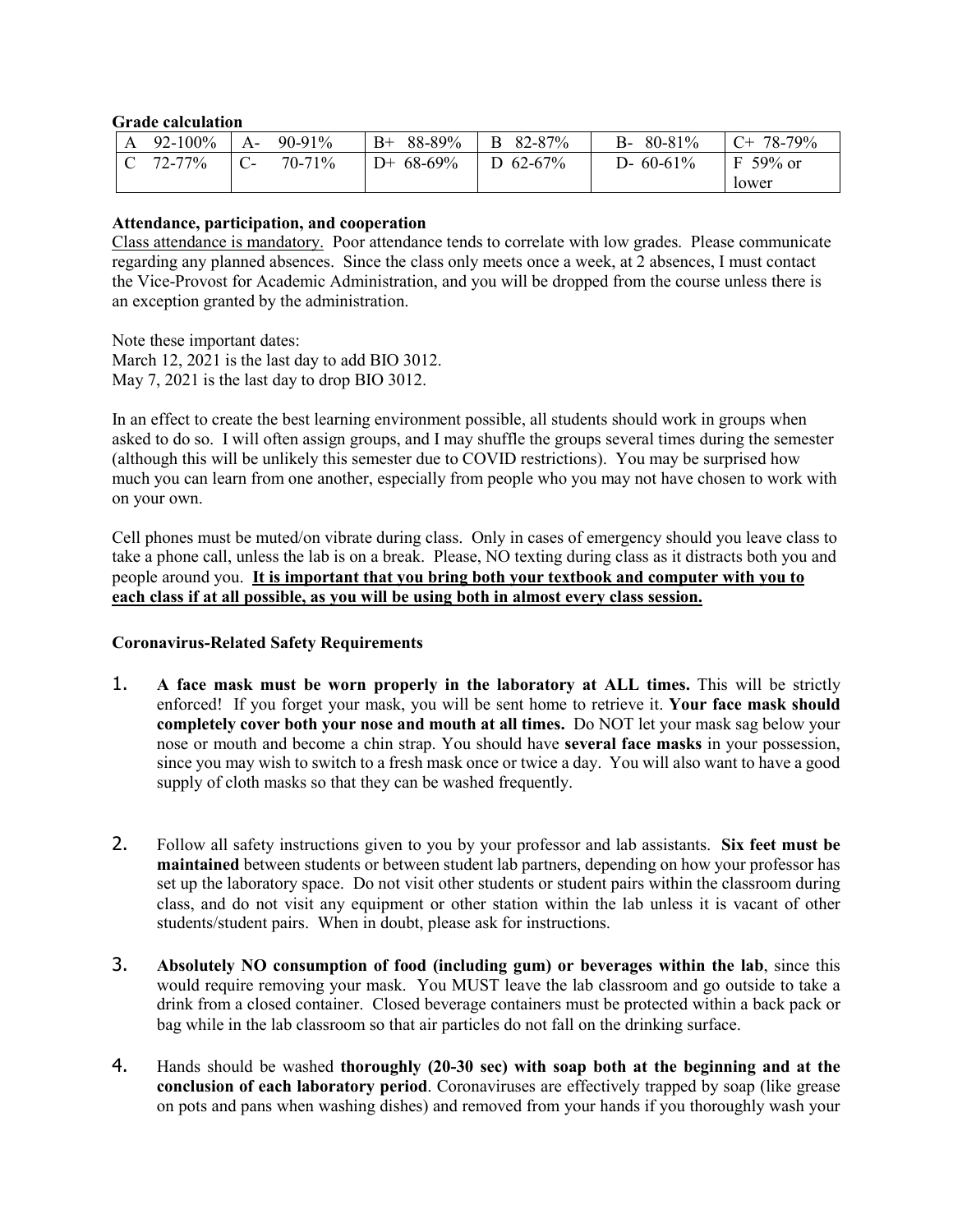**Grade calculation**

| A 92-100% | A- 90-91% | B+ 88-89% | B 82-87% | B- 80-81% | C+ 78-79% |
|---|---|---|---|---|---|
| C 72-77% | C- 70-71% | D+ 68-69% | D 62-67% | D- 60-61% | F 59% or lower |

**Attendance, participation, and cooperation**

Class attendance is mandatory. Poor attendance tends to correlate with low grades. Please communicate regarding any planned absences. Since the class only meets once a week, at 2 absences, I must contact the Vice-Provost for Academic Administration, and you will be dropped from the course unless there is an exception granted by the administration.

Note these important dates:
March 12, 2021 is the last day to add BIO 3012.
May 7, 2021 is the last day to drop BIO 3012.

In an effect to create the best learning environment possible, all students should work in groups when asked to do so. I will often assign groups, and I may shuffle the groups several times during the semester (although this will be unlikely this semester due to COVID restrictions). You may be surprised how much you can learn from one another, especially from people who you may not have chosen to work with on your own.

Cell phones must be muted/on vibrate during class. Only in cases of emergency should you leave class to take a phone call, unless the lab is on a break. Please, NO texting during class as it distracts both you and people around you. **It is important that you bring both your textbook and computer with you to each class if at all possible, as you will be using both in almost every class session.**

**Coronavirus-Related Safety Requirements**

1. **A face mask must be worn properly in the laboratory at ALL times.** This will be strictly enforced! If you forget your mask, you will be sent home to retrieve it. **Your face mask should completely cover both your nose and mouth at all times.** Do NOT let your mask sag below your nose or mouth and become a chin strap. You should have **several face masks** in your possession, since you may wish to switch to a fresh mask once or twice a day. You will also want to have a good supply of cloth masks so that they can be washed frequently.

2. Follow all safety instructions given to you by your professor and lab assistants. **Six feet must be maintained** between students or between student lab partners, depending on how your professor has set up the laboratory space. Do not visit other students or student pairs within the classroom during class, and do not visit any equipment or other station within the lab unless it is vacant of other students/student pairs. When in doubt, please ask for instructions.

3. **Absolutely NO consumption of food (including gum) or beverages within the lab**, since this would require removing your mask. You MUST leave the lab classroom and go outside to take a drink from a closed container. Closed beverage containers must be protected within a back pack or bag while in the lab classroom so that air particles do not fall on the drinking surface.

4. Hands should be washed **thoroughly (20-30 sec) with soap both at the beginning and at the conclusion of each laboratory period**. Coronaviruses are effectively trapped by soap (like grease on pots and pans when washing dishes) and removed from your hands if you thoroughly wash your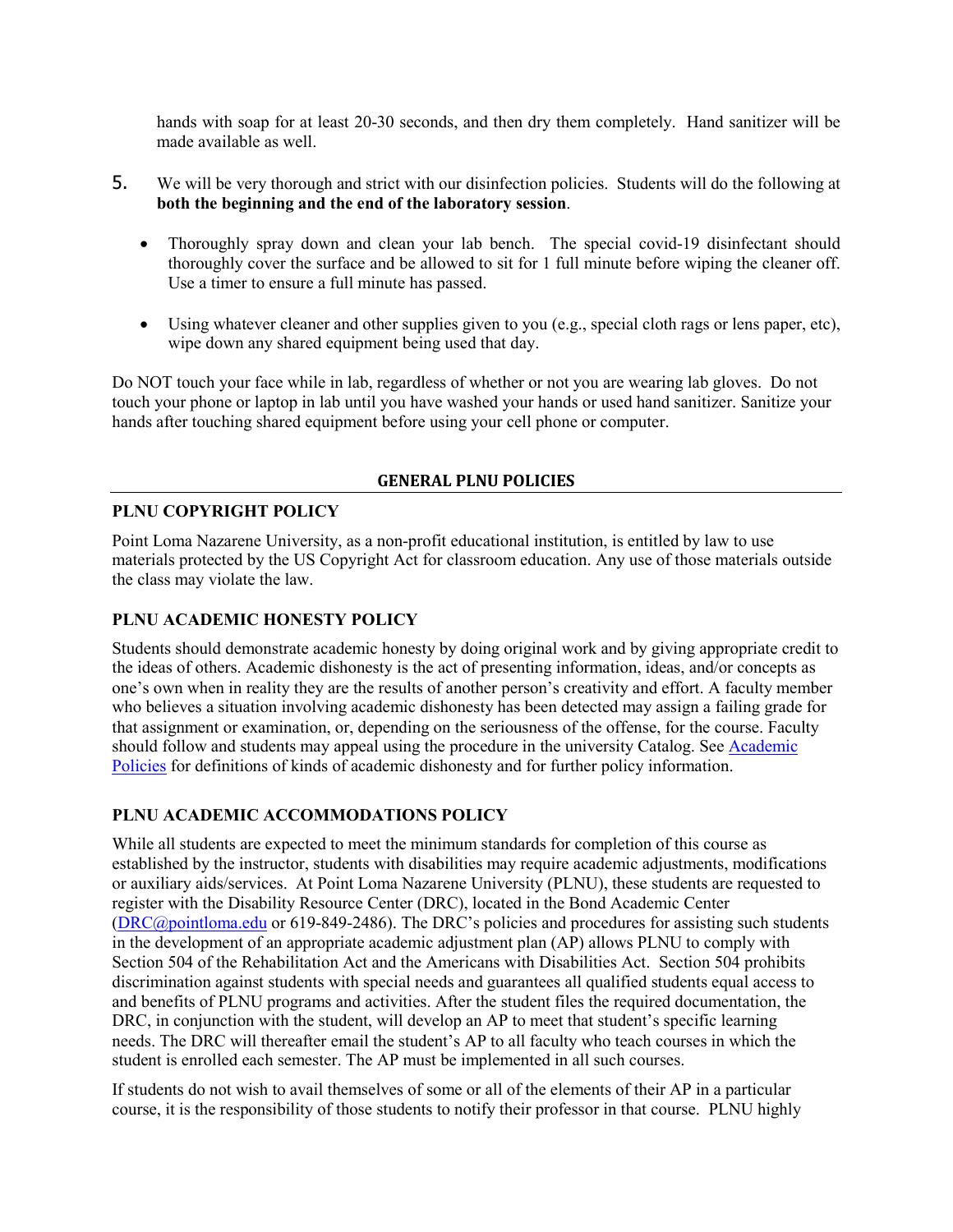hands with soap for at least 20-30 seconds, and then dry them completely. Hand sanitizer will be made available as well.

5. We will be very thorough and strict with our disinfection policies. Students will do the following at **both the beginning and the end of the laboratory session**.

   - Thoroughly spray down and clean your lab bench. The special covid-19 disinfectant should thoroughly cover the surface and be allowed to sit for 1 full minute before wiping the cleaner off. Use a timer to ensure a full minute has passed.

   - Using whatever cleaner and other supplies given to you (e.g., special cloth rags or lens paper, etc), wipe down any shared equipment being used that day.

Do NOT touch your face while in lab, regardless of whether or not you are wearing lab gloves. Do not touch your phone or laptop in lab until you have washed your hands or used hand sanitizer. Sanitize your hands after touching shared equipment before using your cell phone or computer.

## GENERAL PLNU POLICIES

### PLNU COPYRIGHT POLICY

Point Loma Nazarene University, as a non-profit educational institution, is entitled by law to use materials protected by the US Copyright Act for classroom education. Any use of those materials outside the class may violate the law.

### PLNU ACADEMIC HONESTY POLICY

Students should demonstrate academic honesty by doing original work and by giving appropriate credit to the ideas of others. Academic dishonesty is the act of presenting information, ideas, and/or concepts as one's own when in reality they are the results of another person's creativity and effort. A faculty member who believes a situation involving academic dishonesty has been detected may assign a failing grade for that assignment or examination, or, depending on the seriousness of the offense, for the course. Faculty should follow and students may appeal using the procedure in the university Catalog. See Academic Policies for definitions of kinds of academic dishonesty and for further policy information.

### PLNU ACADEMIC ACCOMMODATIONS POLICY

While all students are expected to meet the minimum standards for completion of this course as established by the instructor, students with disabilities may require academic adjustments, modifications or auxiliary aids/services. At Point Loma Nazarene University (PLNU), these students are requested to register with the Disability Resource Center (DRC), located in the Bond Academic Center (DRC@pointloma.edu or 619-849-2486). The DRC's policies and procedures for assisting such students in the development of an appropriate academic adjustment plan (AP) allows PLNU to comply with Section 504 of the Rehabilitation Act and the Americans with Disabilities Act. Section 504 prohibits discrimination against students with special needs and guarantees all qualified students equal access to and benefits of PLNU programs and activities. After the student files the required documentation, the DRC, in conjunction with the student, will develop an AP to meet that student's specific learning needs. The DRC will thereafter email the student's AP to all faculty who teach courses in which the student is enrolled each semester. The AP must be implemented in all such courses.

If students do not wish to avail themselves of some or all of the elements of their AP in a particular course, it is the responsibility of those students to notify their professor in that course. PLNU highly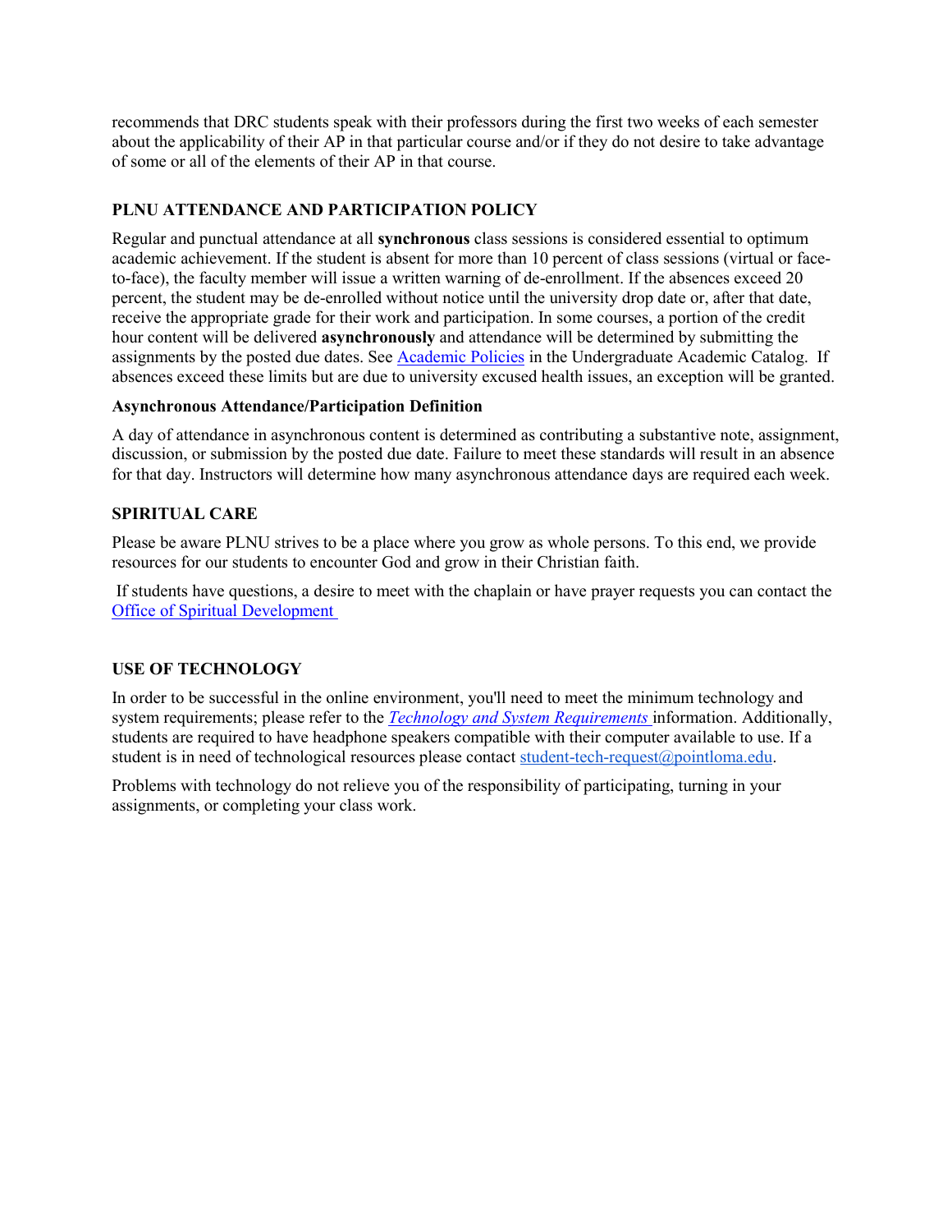recommends that DRC students speak with their professors during the first two weeks of each semester about the applicability of their AP in that particular course and/or if they do not desire to take advantage of some or all of the elements of their AP in that course.

## PLNU ATTENDANCE AND PARTICIPATION POLICY

Regular and punctual attendance at all **synchronous** class sessions is considered essential to optimum academic achievement. If the student is absent for more than 10 percent of class sessions (virtual or face-to-face), the faculty member will issue a written warning of de-enrollment. If the absences exceed 20 percent, the student may be de-enrolled without notice until the university drop date or, after that date, receive the appropriate grade for their work and participation. In some courses, a portion of the credit hour content will be delivered **asynchronously** and attendance will be determined by submitting the assignments by the posted due dates. See Academic Policies in the Undergraduate Academic Catalog. If absences exceed these limits but are due to university excused health issues, an exception will be granted.

### Asynchronous Attendance/Participation Definition

A day of attendance in asynchronous content is determined as contributing a substantive note, assignment, discussion, or submission by the posted due date. Failure to meet these standards will result in an absence for that day. Instructors will determine how many asynchronous attendance days are required each week.

## SPIRITUAL CARE

Please be aware PLNU strives to be a place where you grow as whole persons. To this end, we provide resources for our students to encounter God and grow in their Christian faith.

If students have questions, a desire to meet with the chaplain or have prayer requests you can contact the Office of Spiritual Development

## USE OF TECHNOLOGY

In order to be successful in the online environment, you'll need to meet the minimum technology and system requirements; please refer to the *Technology and System Requirements* information. Additionally, students are required to have headphone speakers compatible with their computer available to use. If a student is in need of technological resources please contact student-tech-request@pointloma.edu.

Problems with technology do not relieve you of the responsibility of participating, turning in your assignments, or completing your class work.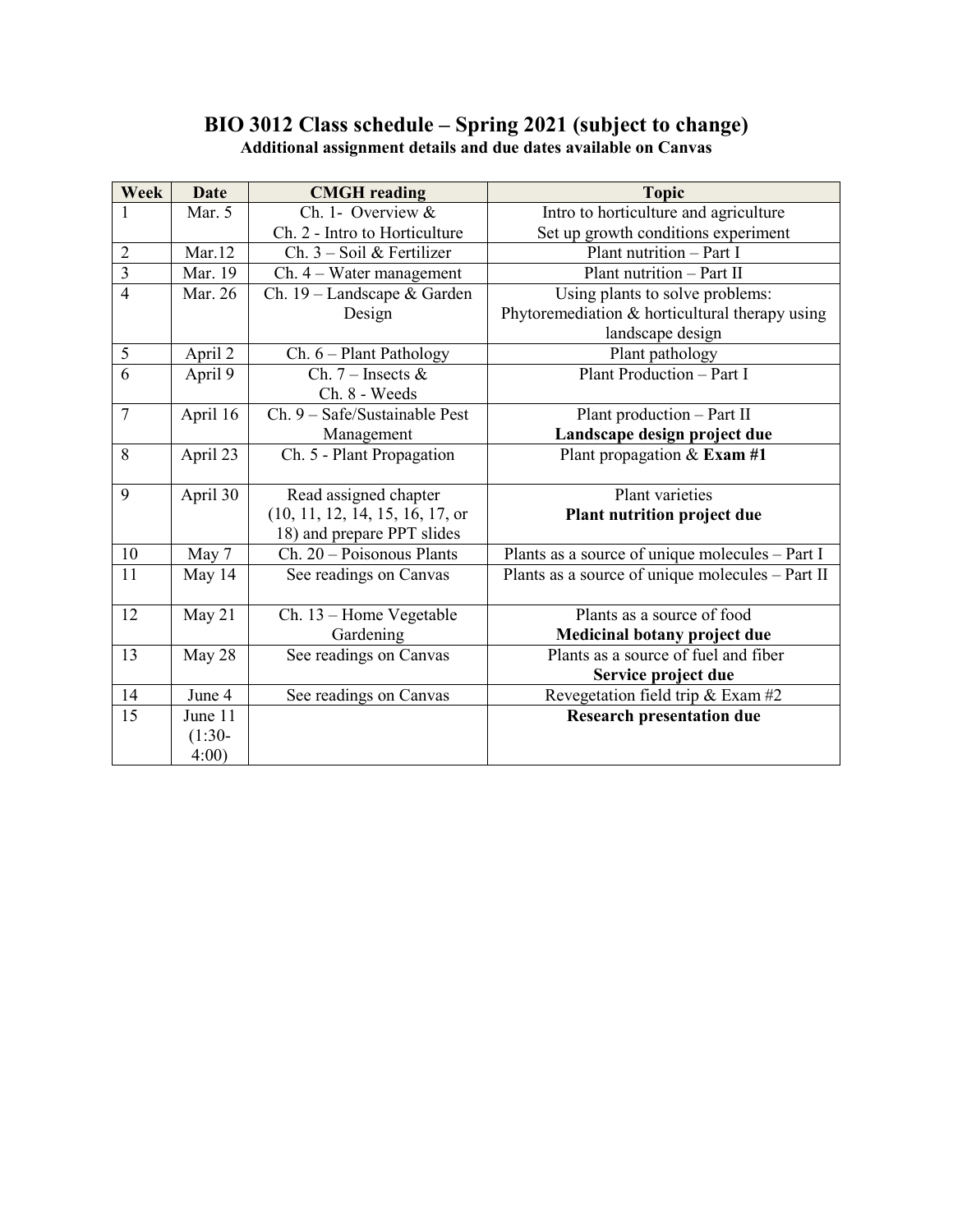# BIO 3012 Class schedule – Spring 2021 (subject to change)

**Additional assignment details and due dates available on Canvas**

| Week | Date | CMGH reading | Topic |
|---|---|---|---|
| 1 | Mar. 5 | Ch. 1- Overview & Ch. 2 - Intro to Horticulture | Intro to horticulture and agriculture Set up growth conditions experiment |
| 2 | Mar.12 | Ch. 3 – Soil & Fertilizer | Plant nutrition – Part I |
| 3 | Mar. 19 | Ch. 4 – Water management | Plant nutrition – Part II |
| 4 | Mar. 26 | Ch. 19 – Landscape & Garden Design | Using plants to solve problems: Phytoremediation & horticultural therapy using landscape design |
| 5 | April 2 | Ch. 6 – Plant Pathology | Plant pathology |
| 6 | April 9 | Ch. 7 – Insects & Ch. 8 - Weeds | Plant Production – Part I |
| 7 | April 16 | Ch. 9 – Safe/Sustainable Pest Management | Plant production – Part II **Landscape design project due** |
| 8 | April 23 | Ch. 5 - Plant Propagation | Plant propagation & **Exam #1** |
| 9 | April 30 | Read assigned chapter (10, 11, 12, 14, 15, 16, 17, or 18) and prepare PPT slides | Plant varieties **Plant nutrition project due** |
| 10 | May 7 | Ch. 20 – Poisonous Plants | Plants as a source of unique molecules – Part I |
| 11 | May 14 | See readings on Canvas | Plants as a source of unique molecules – Part II |
| 12 | May 21 | Ch. 13 – Home Vegetable Gardening | Plants as a source of food **Medicinal botany project due** |
| 13 | May 28 | See readings on Canvas | Plants as a source of fuel and fiber **Service project due** |
| 14 | June 4 | See readings on Canvas | Revegetation field trip & Exam #2 |
| 15 | June 11 (1:30-4:00) | | **Research presentation due** |